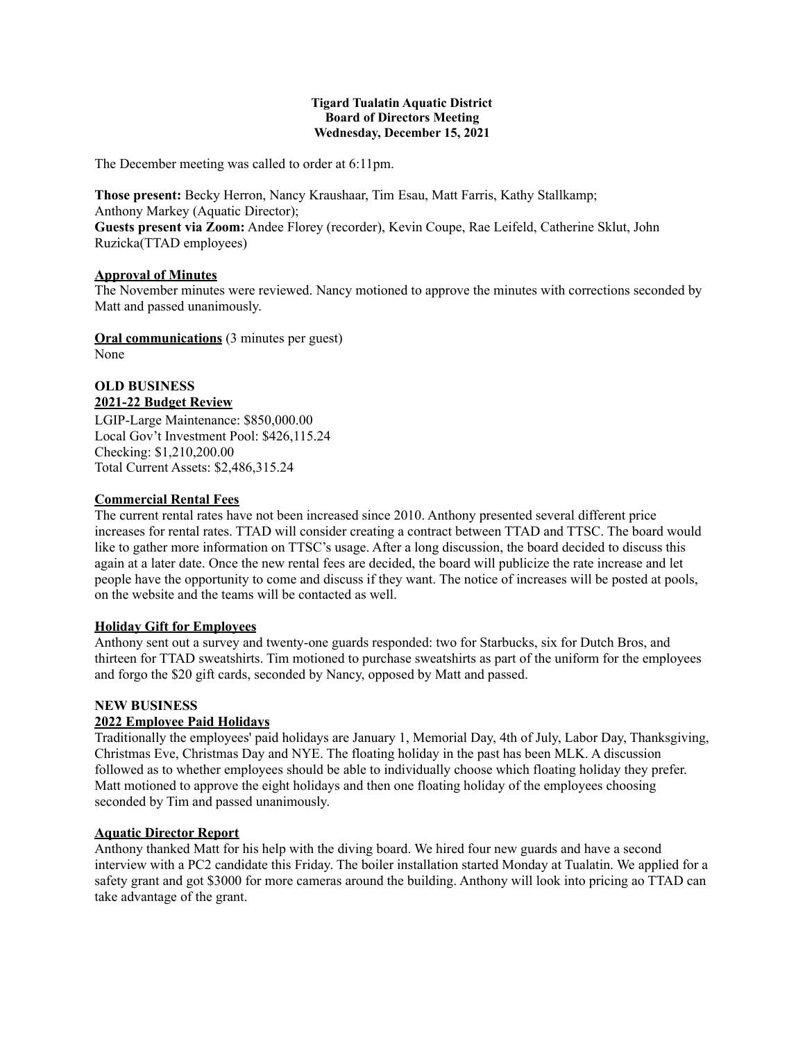**Tigard Tualatin Aquatic District**
**Board of Directors Meeting**
**Wednesday, December 15, 2021**

The December meeting was called to order at 6:11pm.

**Those present:** Becky Herron, Nancy Kraushaar, Tim Esau, Matt Farris, Kathy Stallkamp; Anthony Markey (Aquatic Director);
**Guests present via Zoom:** Andee Florey (recorder), Kevin Coupe, Rae Leifeld, Catherine Sklut, John Ruzicka(TTAD employees)

## Approval of Minutes

The November minutes were reviewed. Nancy motioned to approve the minutes with corrections seconded by Matt and passed unanimously.

**Oral communications** (3 minutes per guest)
None

## OLD BUSINESS

### 2021-22 Budget Review

LGIP-Large Maintenance: $850,000.00
Local Gov't Investment Pool: $426,115.24
Checking: $1,210,200.00
Total Current Assets: $2,486,315.24

### Commercial Rental Fees

The current rental rates have not been increased since 2010. Anthony presented several different price increases for rental rates. TTAD will consider creating a contract between TTAD and TTSC. The board would like to gather more information on TTSC's usage. After a long discussion, the board decided to discuss this again at a later date. Once the new rental fees are decided, the board will publicize the rate increase and let people have the opportunity to come and discuss if they want. The notice of increases will be posted at pools, on the website and the teams will be contacted as well.

### Holiday Gift for Employees

Anthony sent out a survey and twenty-one guards responded: two for Starbucks, six for Dutch Bros, and thirteen for TTAD sweatshirts. Tim motioned to purchase sweatshirts as part of the uniform for the employees and forgo the $20 gift cards, seconded by Nancy, opposed by Matt and passed.

## NEW BUSINESS

### 2022 Employee Paid Holidays

Traditionally the employees' paid holidays are January 1, Memorial Day, 4th of July, Labor Day, Thanksgiving, Christmas Eve, Christmas Day and NYE. The floating holiday in the past has been MLK. A discussion followed as to whether employees should be able to individually choose which floating holiday they prefer. Matt motioned to approve the eight holidays and then one floating holiday of the employees choosing seconded by Tim and passed unanimously.

### Aquatic Director Report

Anthony thanked Matt for his help with the diving board. We hired four new guards and have a second interview with a PC2 candidate this Friday. The boiler installation started Monday at Tualatin. We applied for a safety grant and got $3000 for more cameras around the building. Anthony will look into pricing ao TTAD can take advantage of the grant.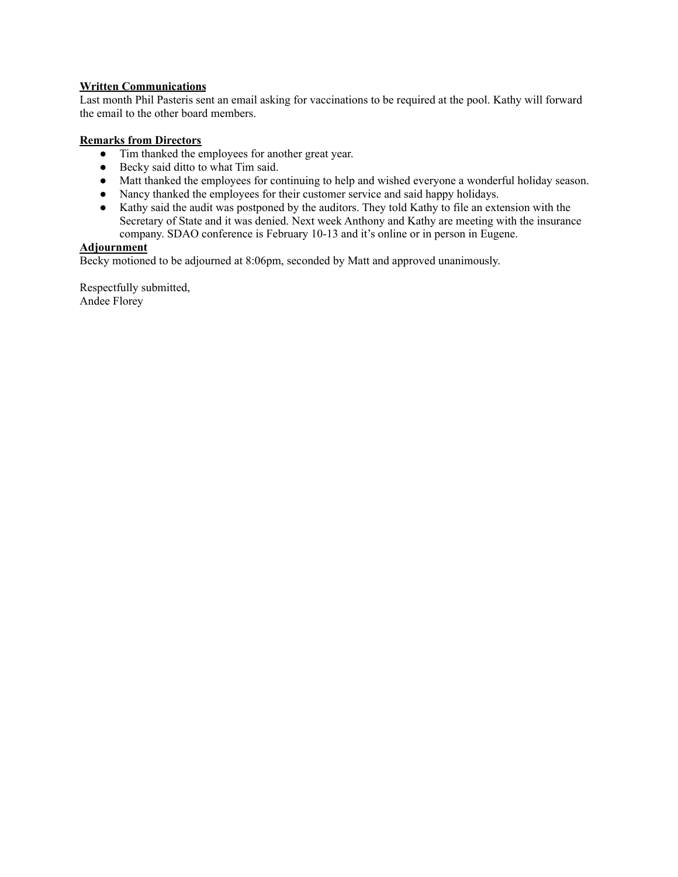**Written Communications**

Last month Phil Pasteris sent an email asking for vaccinations to be required at the pool. Kathy will forward the email to the other board members.

**Remarks from Directors**

- Tim thanked the employees for another great year.
- Becky said ditto to what Tim said.
- Matt thanked the employees for continuing to help and wished everyone a wonderful holiday season.
- Nancy thanked the employees for their customer service and said happy holidays.
- Kathy said the audit was postponed by the auditors. They told Kathy to file an extension with the Secretary of State and it was denied. Next week Anthony and Kathy are meeting with the insurance company. SDAO conference is February 10-13 and it's online or in person in Eugene.

**Adjournment**

Becky motioned to be adjourned at 8:06pm, seconded by Matt and approved unanimously.

Respectfully submitted,
Andee Florey